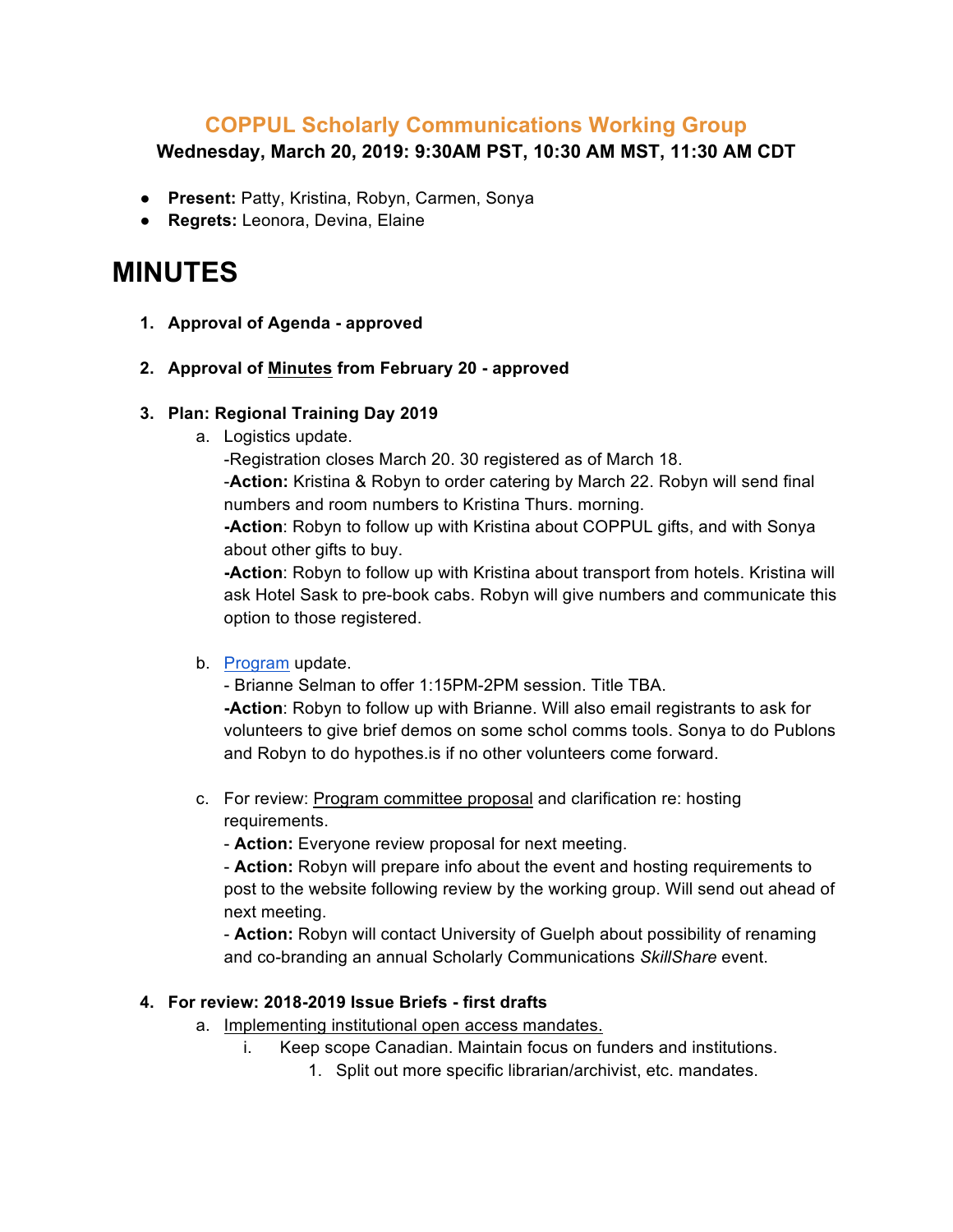## COPPUL Scholarly Communications Working Group

**Wednesday, March 20, 2019: 9:30AM PST, 10:30 AM MST, 11:30 AM CDT**

- **Present:** Patty, Kristina, Robyn, Carmen, Sonya
- **Regrets:** Leonora, Devina, Elaine

# MINUTES

1. **Approval of Agenda - approved**

2. **Approval of Minutes from February 20 - approved**

3. **Plan: Regional Training Day 2019**
   a. Logistics update.
      -Registration closes March 20. 30 registered as of March 18.
      -**Action:** Kristina & Robyn to order catering by March 22. Robyn will send final numbers and room numbers to Kristina Thurs. morning.
      **-Action**: Robyn to follow up with Kristina about COPPUL gifts, and with Sonya about other gifts to buy.
      **-Action**: Robyn to follow up with Kristina about transport from hotels. Kristina will ask Hotel Sask to pre-book cabs. Robyn will give numbers and communicate this option to those registered.

   b. Program update.
      - Brianne Selman to offer 1:15PM-2PM session. Title TBA.
      **-Action**: Robyn to follow up with Brianne. Will also email registrants to ask for volunteers to give brief demos on some schol comms tools. Sonya to do Publons and Robyn to do hypothes.is if no other volunteers come forward.

   c. For review: Program committee proposal and clarification re: hosting requirements.
      - **Action:** Everyone review proposal for next meeting.
      - **Action:** Robyn will prepare info about the event and hosting requirements to post to the website following review by the working group. Will send out ahead of next meeting.
      - **Action:** Robyn will contact University of Guelph about possibility of renaming and co-branding an annual Scholarly Communications *SkillShare* event.

4. **For review: 2018-2019 Issue Briefs - first drafts**
   a. Implementing institutional open access mandates.
      i. Keep scope Canadian. Maintain focus on funders and institutions.
         1. Split out more specific librarian/archivist, etc. mandates.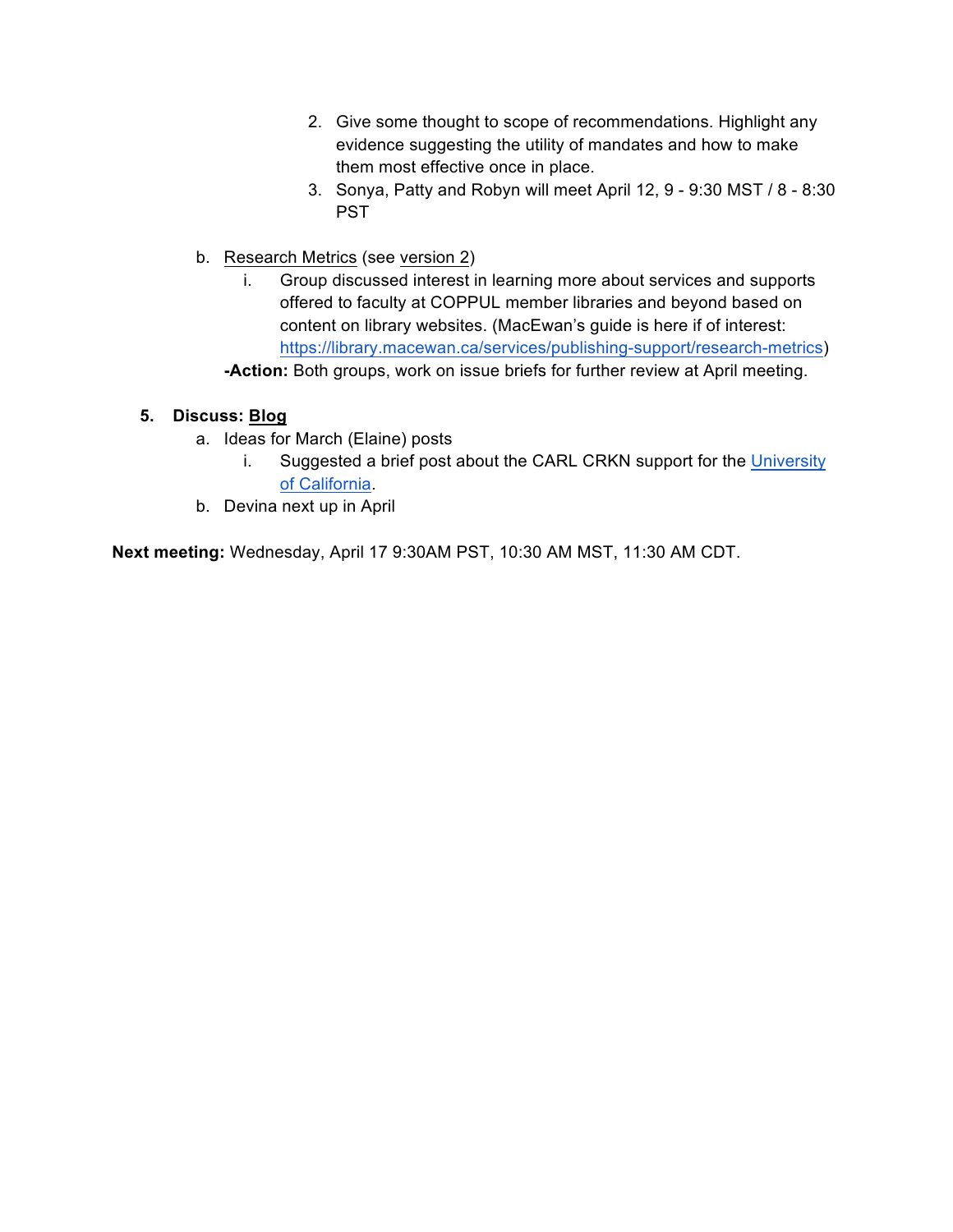2. Give some thought to scope of recommendations. Highlight any evidence suggesting the utility of mandates and how to make them most effective once in place.
3. Sonya, Patty and Robyn will meet April 12, 9 - 9:30 MST / 8 - 8:30 PST

b. Research Metrics (see version 2)
   i. Group discussed interest in learning more about services and supports offered to faculty at COPPUL member libraries and beyond based on content on library websites. (MacEwan's guide is here if of interest: https://library.macewan.ca/services/publishing-support/research-metrics)

   **-Action:** Both groups, work on issue briefs for further review at April meeting.

**5. Discuss: Blog**

a. Ideas for March (Elaine) posts
   i. Suggested a brief post about the CARL CRKN support for the University of California.

b. Devina next up in April

**Next meeting:** Wednesday, April 17 9:30AM PST, 10:30 AM MST, 11:30 AM CDT.